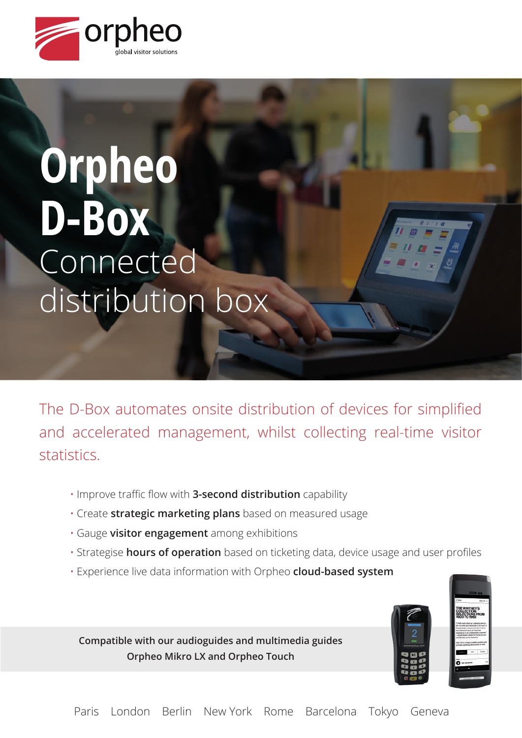orpheo
global visitor solutions

# Orpheo D-Box

## Connected distribution box

The D-Box automates onsite distribution of devices for simplified and accelerated management, whilst collecting real-time visitor statistics.

- Improve traffic flow with **3-second distribution** capability
- Create **strategic marketing plans** based on measured usage
- Gauge **visitor engagement** among exhibitions
- Strategise **hours of operation** based on ticketing data, device usage and user profiles
- Experience live data information with Orpheo **cloud-based system**

**Compatible with our audioguides and multimedia guides**
**Orpheo Mikro LX and Orpheo Touch**

Paris London Berlin New York Rome Barcelona Tokyo Geneva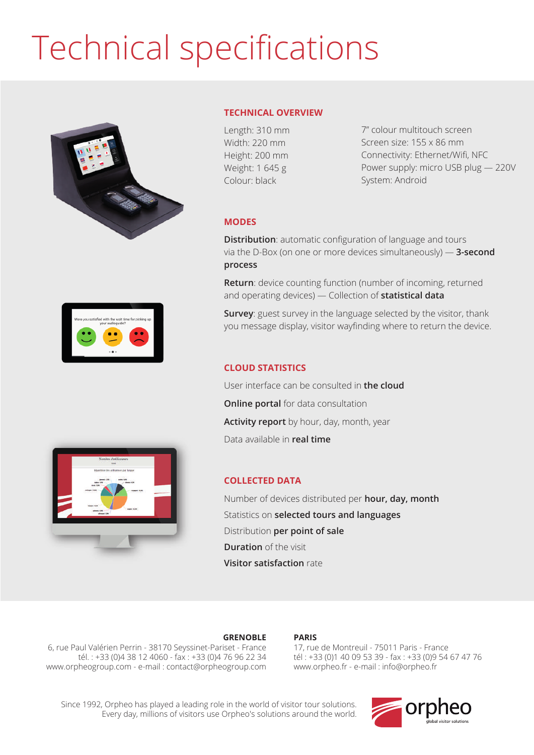# Technical specifications

## TECHNICAL OVERVIEW

Length: 310 mm
Width: 220 mm
Height: 200 mm
Weight: 1 645 g
Colour: black

7" colour multitouch screen
Screen size: 155 x 86 mm
Connectivity: Ethernet/Wifi, NFC
Power supply: micro USB plug — 220V
System: Android

## MODES

**Distribution**: automatic configuration of language and tours via the D-Box (on one or more devices simultaneously) — **3-second process**

**Return**: device counting function (number of incoming, returned and operating devices) — Collection of **statistical data**

**Survey**: guest survey in the language selected by the visitor, thank you message display, visitor wayfinding where to return the device.

## CLOUD STATISTICS

User interface can be consulted in **the cloud**

**Online portal** for data consultation

**Activity report** by hour, day, month, year

Data available in **real time**

## COLLECTED DATA

Number of devices distributed per **hour, day, month**

Statistics on **selected tours and languages**

Distribution **per point of sale**

**Duration** of the visit

**Visitor satisfaction** rate

**GRENOBLE**
6, rue Paul Valérien Perrin - 38170 Seyssinet-Pariset - France
tél. : +33 (0)4 38 12 4060 - fax : +33 (0)4 76 96 22 34
www.orpheogroup.com - e-mail : contact@orpheogroup.com

**PARIS**
17, rue de Montreuil - 75011 Paris - France
tél : +33 (0)1 40 09 53 39 - fax : +33 (0)9 54 67 47 76
www.orpheo.fr - e-mail : info@orpheo.fr

Since 1992, Orpheo has played a leading role in the world of visitor tour solutions.
Every day, millions of visitors use Orpheo's solutions around the world.

orpheo
global visitor solutions